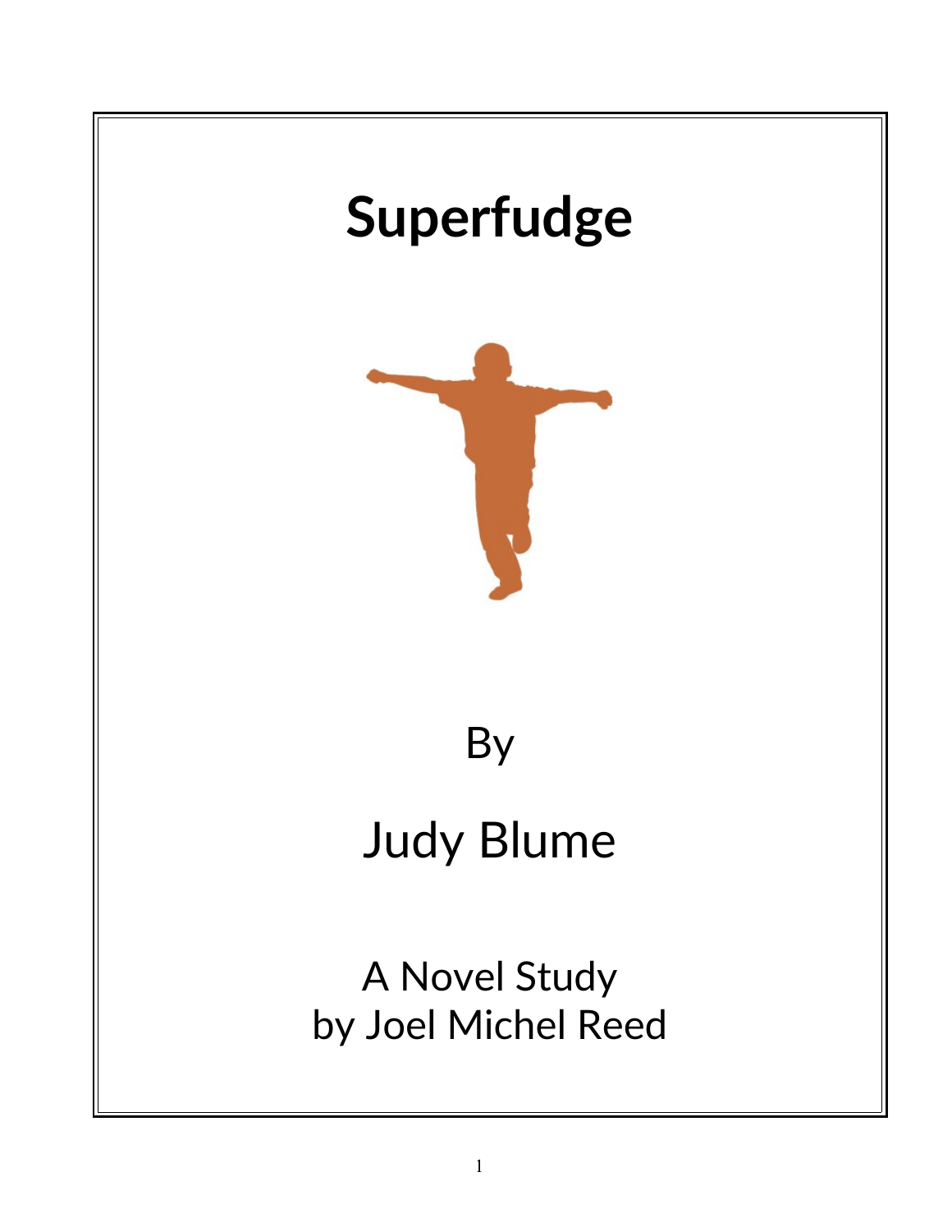# Superfudge

By

Judy Blume

A Novel Study
by Joel Michel Reed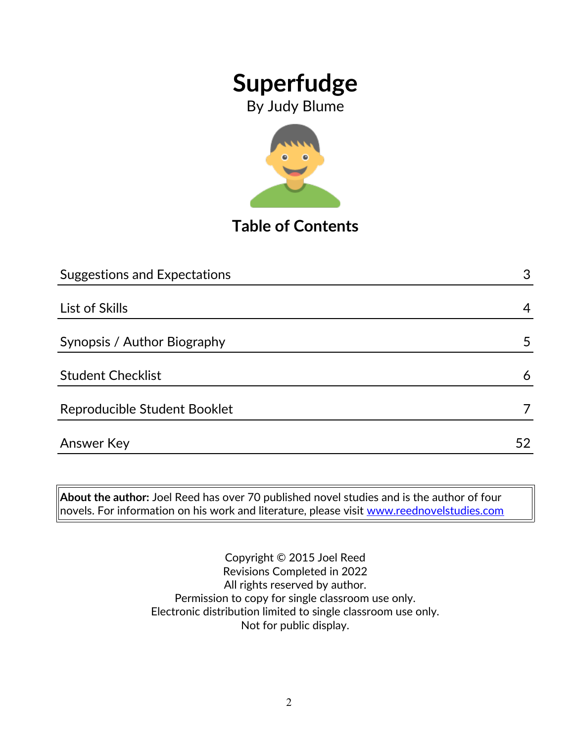# Superfudge

By Judy Blume

## Table of Contents

| Section | Page |
|---|---|
| Suggestions and Expectations | 3 |
| List of Skills | 4 |
| Synopsis / Author Biography | 5 |
| Student Checklist | 6 |
| Reproducible Student Booklet | 7 |
| Answer Key | 52 |

**About the author:** Joel Reed has over 70 published novel studies and is the author of four novels. For information on his work and literature, please visit www.reednovelstudies.com

Copyright © 2015 Joel Reed
Revisions Completed in 2022
All rights reserved by author.
Permission to copy for single classroom use only.
Electronic distribution limited to single classroom use only.
Not for public display.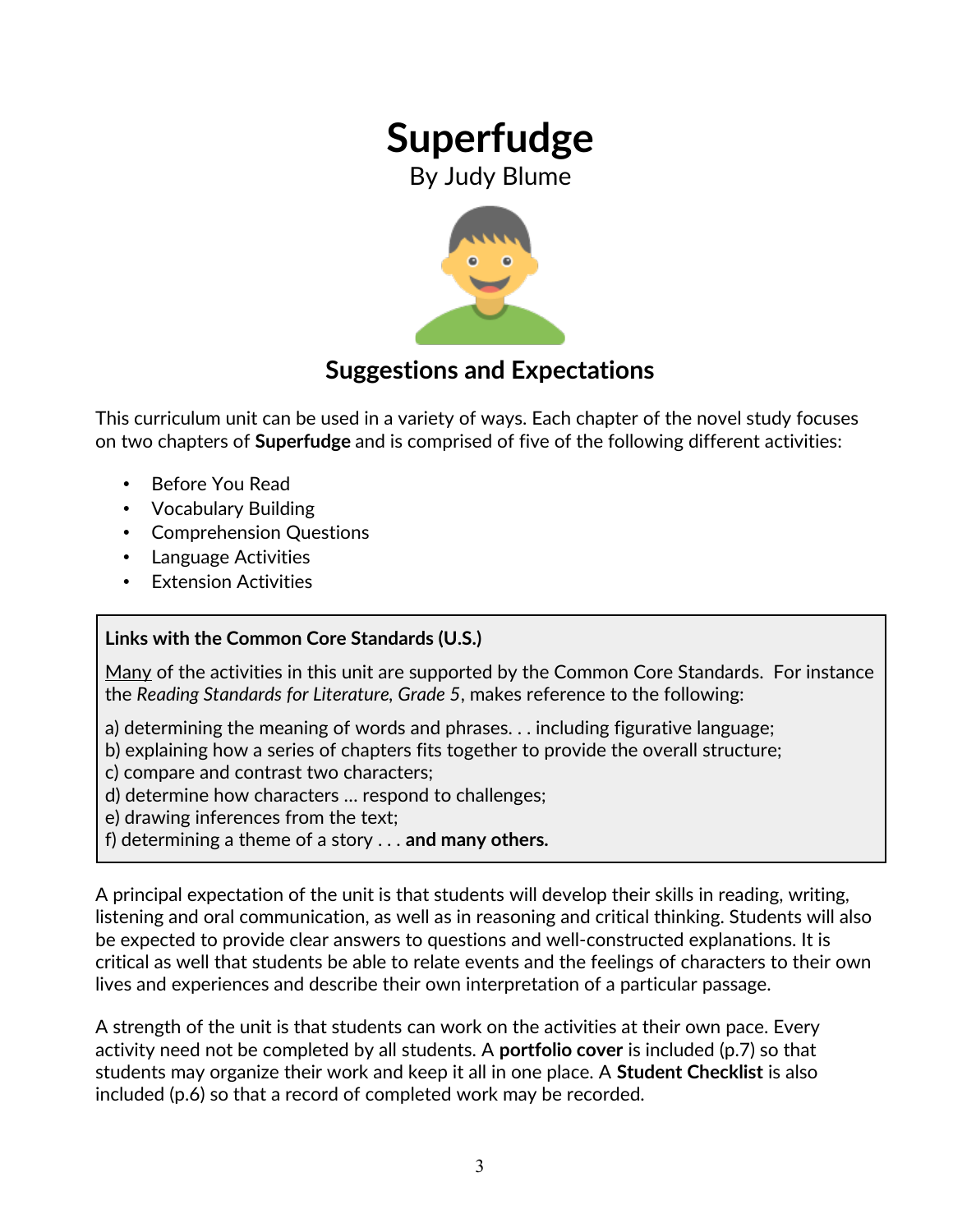# Superfudge

By Judy Blume

## Suggestions and Expectations

This curriculum unit can be used in a variety of ways. Each chapter of the novel study focuses on two chapters of **Superfudge** and is comprised of five of the following different activities:

- Before You Read
- Vocabulary Building
- Comprehension Questions
- Language Activities
- Extension Activities

**Links with the Common Core Standards (U.S.)**

Many of the activities in this unit are supported by the Common Core Standards. For instance the *Reading Standards for Literature, Grade 5*, makes reference to the following:

a) determining the meaning of words and phrases. . . including figurative language;
b) explaining how a series of chapters fits together to provide the overall structure;
c) compare and contrast two characters;
d) determine how characters … respond to challenges;
e) drawing inferences from the text;
f) determining a theme of a story . . . **and many others.**

A principal expectation of the unit is that students will develop their skills in reading, writing, listening and oral communication, as well as in reasoning and critical thinking. Students will also be expected to provide clear answers to questions and well-constructed explanations. It is critical as well that students be able to relate events and the feelings of characters to their own lives and experiences and describe their own interpretation of a particular passage.

A strength of the unit is that students can work on the activities at their own pace. Every activity need not be completed by all students. A **portfolio cover** is included (p.7) so that students may organize their work and keep it all in one place. A **Student Checklist** is also included (p.6) so that a record of completed work may be recorded.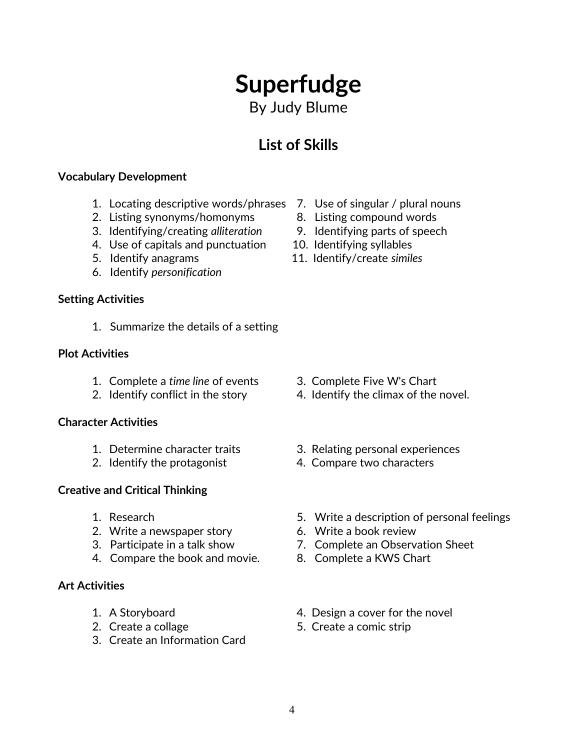# Superfudge

By Judy Blume

## List of Skills

**Vocabulary Development**

1. Locating descriptive words/phrases
2. Listing synonyms/homonyms
3. Identifying/creating *alliteration*
4. Use of capitals and punctuation
5. Identify anagrams
6. Identify *personification*
7. Use of singular / plural nouns
8. Listing compound words
9. Identifying parts of speech
10. Identifying syllables
11. Identify/create *similes*

**Setting Activities**

1. Summarize the details of a setting

**Plot Activities**

1. Complete a *time line* of events
2. Identify conflict in the story
3. Complete Five W's Chart
4. Identify the climax of the novel.

**Character Activities**

1. Determine character traits
2. Identify the protagonist
3. Relating personal experiences
4. Compare two characters

**Creative and Critical Thinking**

1. Research
2. Write a newspaper story
3. Participate in a talk show
4. Compare the book and movie.
5. Write a description of personal feelings
6. Write a book review
7. Complete an Observation Sheet
8. Complete a KWS Chart

**Art Activities**

1. A Storyboard
2. Create a collage
3. Create an Information Card
4. Design a cover for the novel
5. Create a comic strip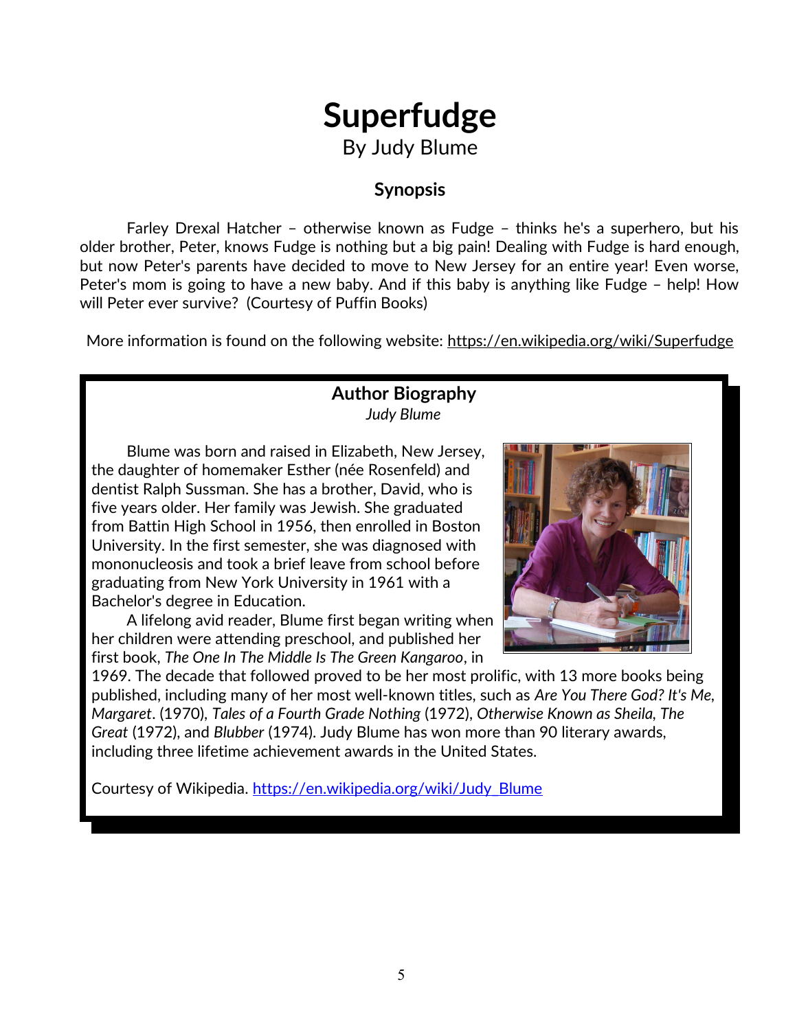# Superfudge

By Judy Blume

### Synopsis

Farley Drexal Hatcher – otherwise known as Fudge – thinks he's a superhero, but his older brother, Peter, knows Fudge is nothing but a big pain! Dealing with Fudge is hard enough, but now Peter's parents have decided to move to New Jersey for an entire year! Even worse, Peter's mom is going to have a new baby. And if this baby is anything like Fudge – help! How will Peter ever survive? (Courtesy of Puffin Books)

More information is found on the following website: https://en.wikipedia.org/wiki/Superfudge

### Author Biography

*Judy Blume*

Blume was born and raised in Elizabeth, New Jersey, the daughter of homemaker Esther (née Rosenfeld) and dentist Ralph Sussman. She has a brother, David, who is five years older. Her family was Jewish. She graduated from Battin High School in 1956, then enrolled in Boston University. In the first semester, she was diagnosed with mononucleosis and took a brief leave from school before graduating from New York University in 1961 with a Bachelor's degree in Education.

A lifelong avid reader, Blume first began writing when her children were attending preschool, and published her first book, *The One In The Middle Is The Green Kangaroo*, in 1969. The decade that followed proved to be her most prolific, with 13 more books being published, including many of her most well-known titles, such as *Are You There God? It's Me, Margaret*. (1970), *Tales of a Fourth Grade Nothing* (1972), *Otherwise Known as Sheila, The Great* (1972), and *Blubber* (1974). Judy Blume has won more than 90 literary awards, including three lifetime achievement awards in the United States.

Courtesy of Wikipedia. https://en.wikipedia.org/wiki/Judy_Blume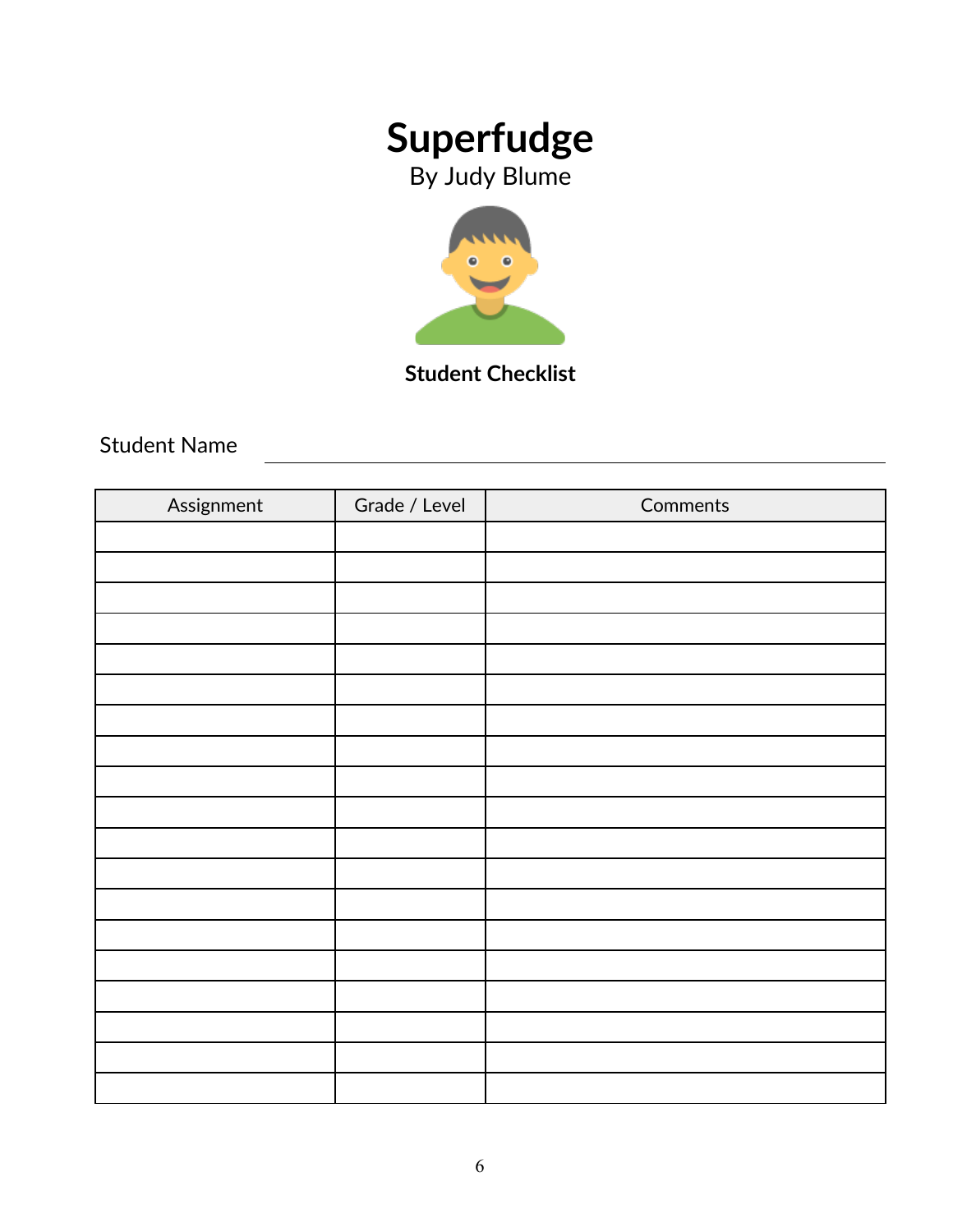# Superfudge

By Judy Blume

**Student Checklist**

Student Name ______________________________

| Assignment | Grade / Level | Comments |
|---|---|---|
| | | |
| | | |
| | | |
| | | |
| | | |
| | | |
| | | |
| | | |
| | | |
| | | |
| | | |
| | | |
| | | |
| | | |
| | | |
| | | |
| | | |
| | | |
| | | |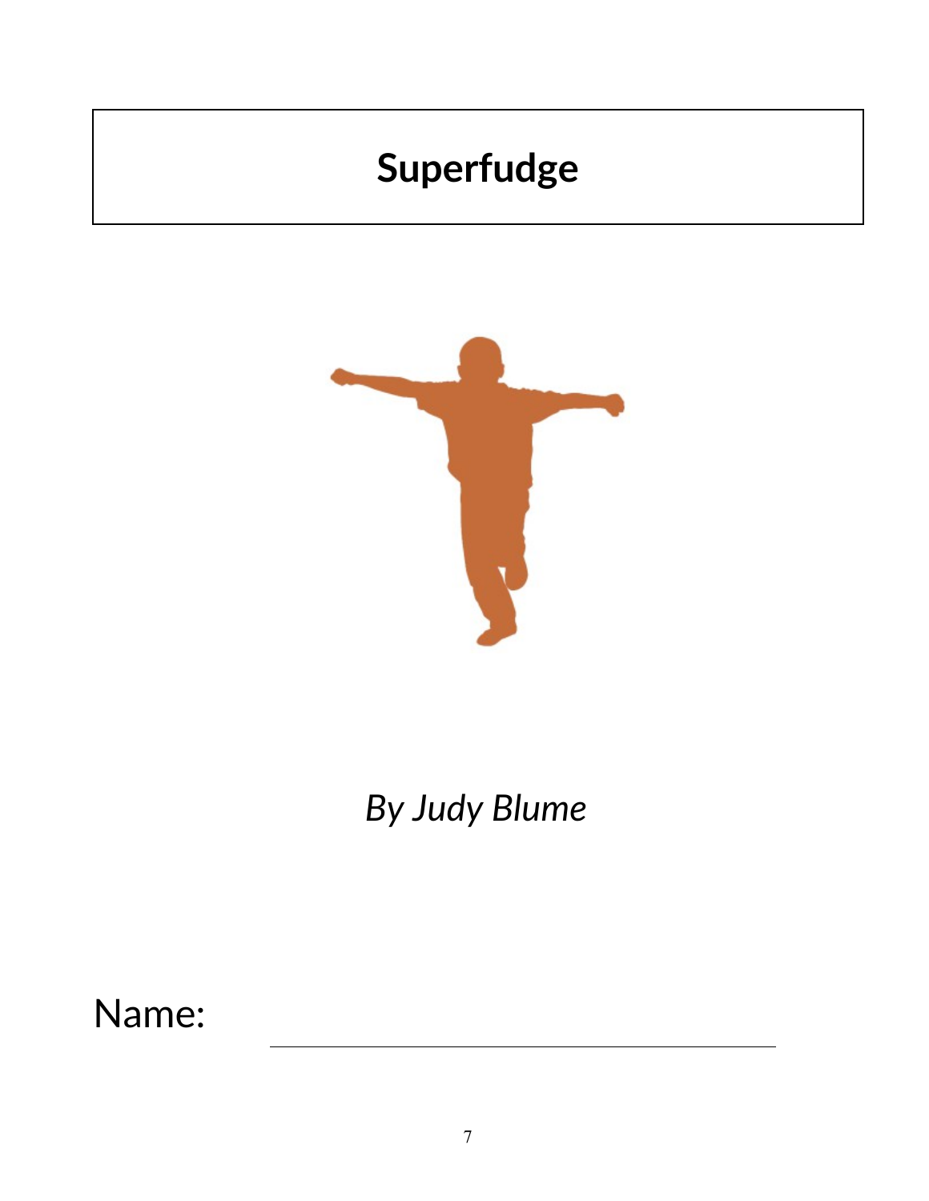# Superfudge

*By Judy Blume*

Name: ______________________________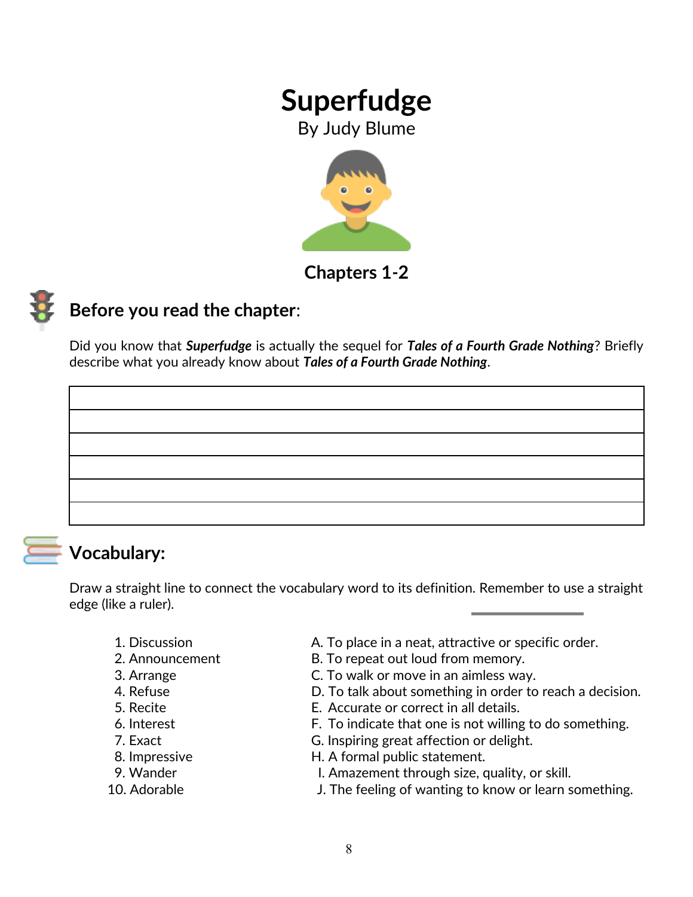# Superfudge

By Judy Blume

## Chapters 1-2

## Before you read the chapter:

Did you know that ***Superfudge*** is actually the sequel for ***Tales of a Fourth Grade Nothing***? Briefly describe what you already know about ***Tales of a Fourth Grade Nothing***.

| |
|---|
| |
| |
| |
| |
| |

## Vocabulary:

Draw a straight line to connect the vocabulary word to its definition. Remember to use a straight edge (like a ruler).

| | |
|---|---|
| 1. Discussion | A. To place in a neat, attractive or specific order. |
| 2. Announcement | B. To repeat out loud from memory. |
| 3. Arrange | C. To walk or move in an aimless way. |
| 4. Refuse | D. To talk about something in order to reach a decision. |
| 5. Recite | E. Accurate or correct in all details. |
| 6. Interest | F. To indicate that one is not willing to do something. |
| 7. Exact | G. Inspiring great affection or delight. |
| 8. Impressive | H. A formal public statement. |
| 9. Wander | I. Amazement through size, quality, or skill. |
| 10. Adorable | J. The feeling of wanting to know or learn something. |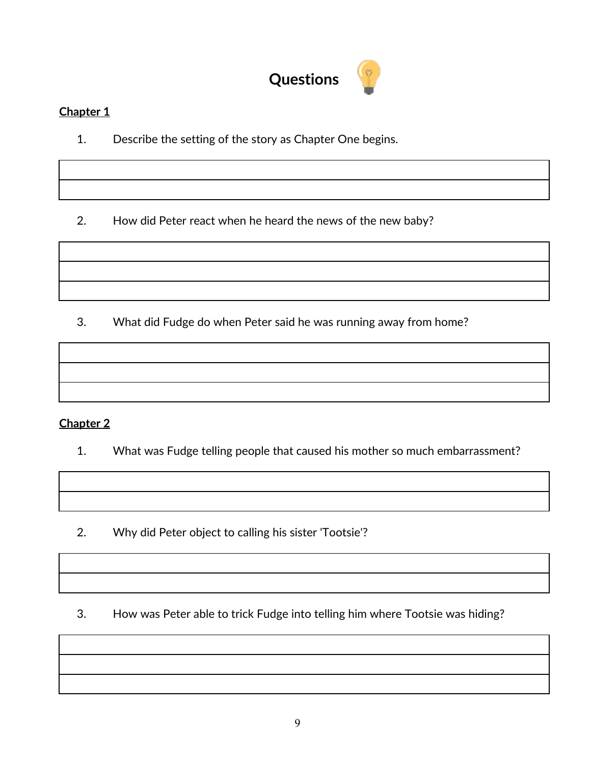# Questions

**Chapter 1**

1. Describe the setting of the story as Chapter One begins.

| |
|---|
| |
| |

2. How did Peter react when he heard the news of the new baby?

| |
|---|
| |
| |
| |

3. What did Fudge do when Peter said he was running away from home?

| |
|---|
| |
| |
| |

**Chapter 2**

1. What was Fudge telling people that caused his mother so much embarrassment?

| |
|---|
| |
| |

2. Why did Peter object to calling his sister 'Tootsie'?

| |
|---|
| |
| |

3. How was Peter able to trick Fudge into telling him where Tootsie was hiding?

| |
|---|
| |
| |
| |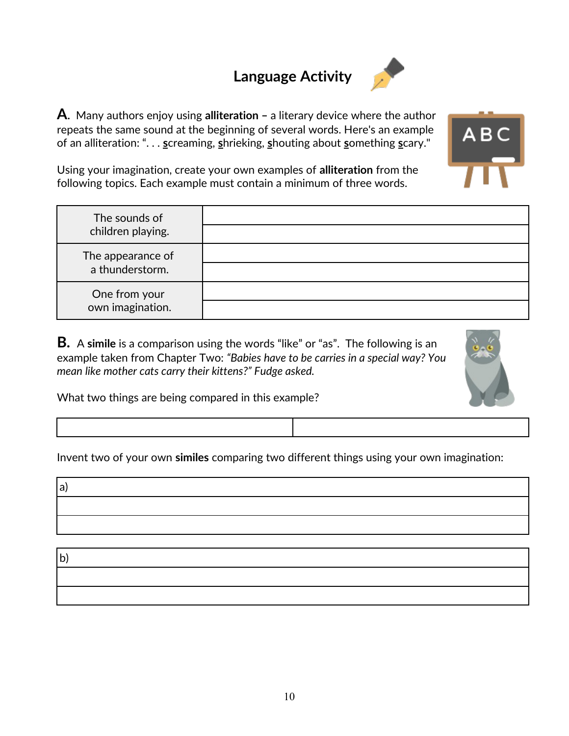# Language Activity

**A.** Many authors enjoy using **alliteration –** a literary device where the author repeats the same sound at the beginning of several words. Here's an example of an alliteration: ". . . screaming, shrieking, shouting about something scary."

Using your imagination, create your own examples of **alliteration** from the following topics. Each example must contain a minimum of three words.

| | |
|---|---|
| The sounds of children playing. | |
| | |
| The appearance of a thunderstorm. | |
| | |
| One from your own imagination. | |
| | |

**B.** A **simile** is a comparison using the words "like" or "as". The following is an example taken from Chapter Two: *"Babies have to be carries in a special way? You mean like mother cats carry their kittens?" Fudge asked.*

What two things are being compared in this example?

| | |
|---|---|
| | |

Invent two of your own **similes** comparing two different things using your own imagination:

| |
|---|
| a) |
| |
| |

| |
|---|
| b) |
| |
| |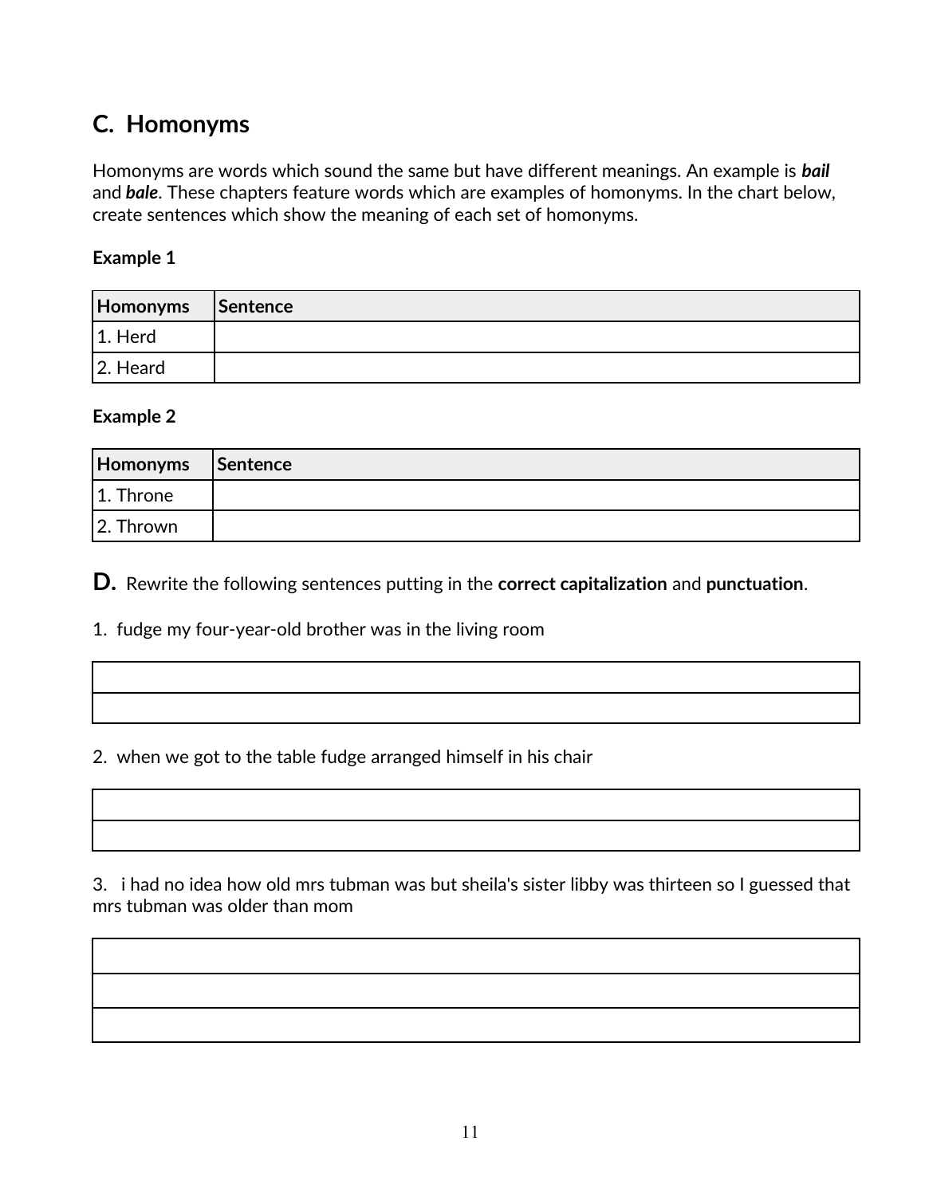## C. Homonyms

Homonyms are words which sound the same but have different meanings. An example is ***bail*** and ***bale***. These chapters feature words which are examples of homonyms. In the chart below, create sentences which show the meaning of each set of homonyms.

**Example 1**

| Homonyms | Sentence |
|---|---|
| 1. Herd | |
| 2. Heard | |

**Example 2**

| Homonyms | Sentence |
|---|---|
| 1. Throne | |
| 2. Thrown | |

## D. Rewrite the following sentences putting in the **correct capitalization** and **punctuation**.

1. fudge my four-year-old brother was in the living room

| |
|---|
| |
| |

2. when we got to the table fudge arranged himself in his chair

| |
|---|
| |
| |

3. i had no idea how old mrs tubman was but sheila's sister libby was thirteen so I guessed that mrs tubman was older than mom

| |
|---|
| |
| |
| |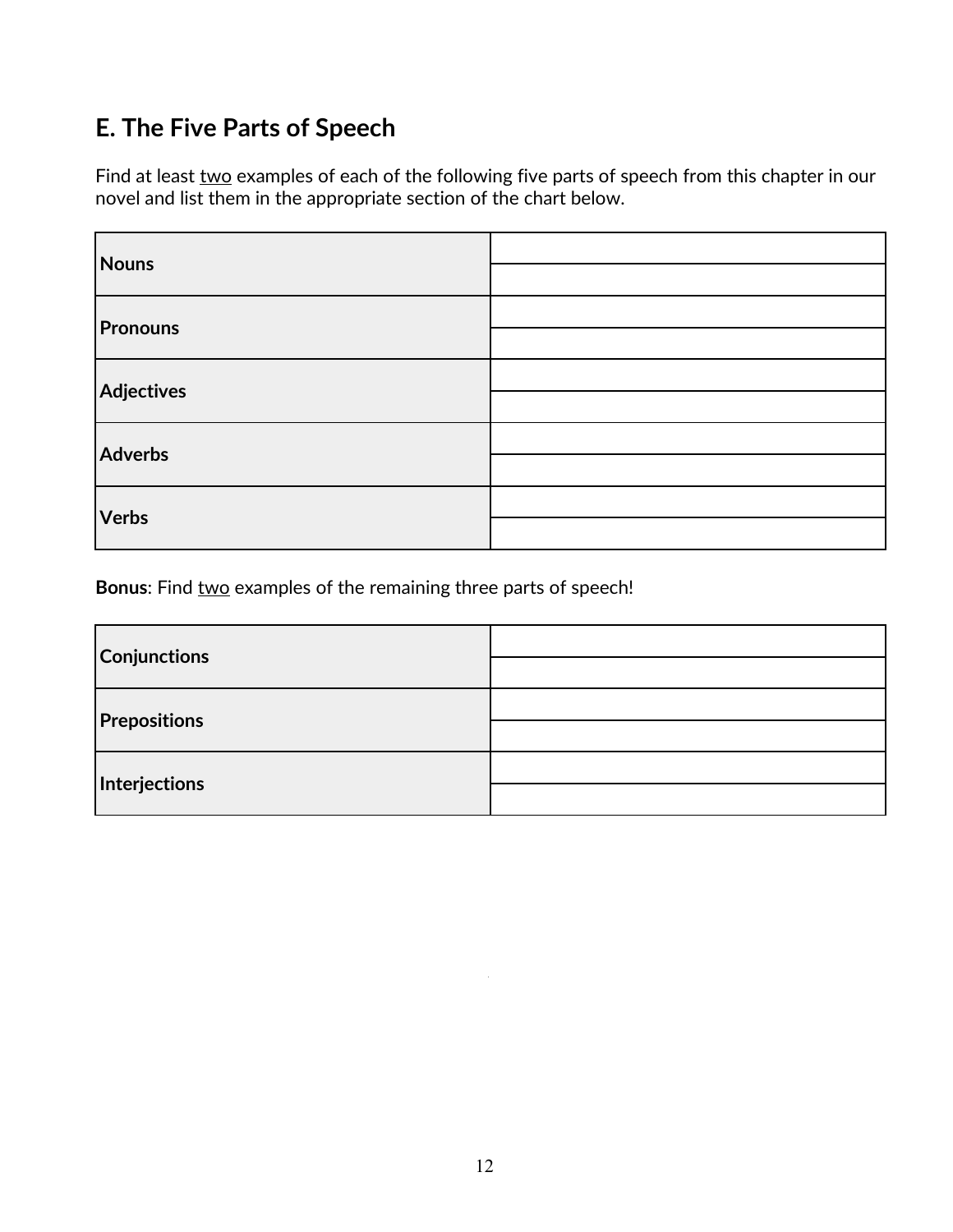## E. The Five Parts of Speech

Find at least <u>two</u> examples of each of the following five parts of speech from this chapter in our novel and list them in the appropriate section of the chart below.

| | |
|---|---|
| **Nouns** | |
| | |
| **Pronouns** | |
| | |
| **Adjectives** | |
| | |
| **Adverbs** | |
| | |
| **Verbs** | |
| | |

**Bonus**: Find <u>two</u> examples of the remaining three parts of speech!

| | |
|---|---|
| **Conjunctions** | |
| | |
| **Prepositions** | |
| | |
| **Interjections** | |
| | |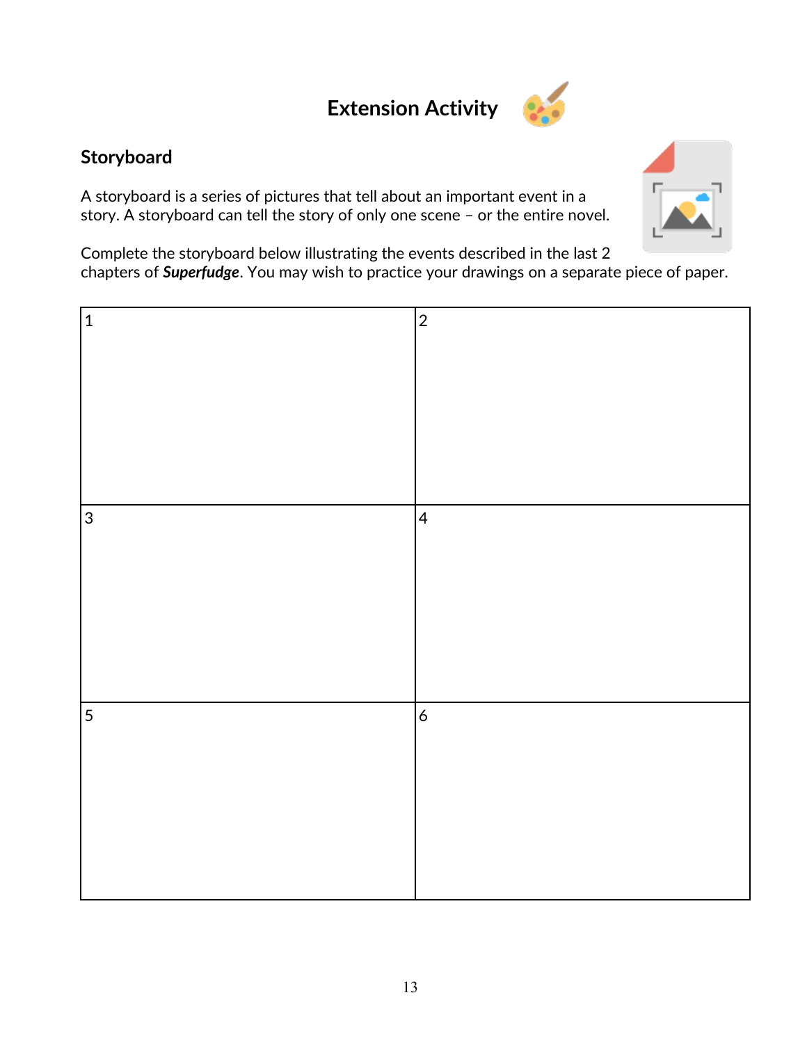# Extension Activity

## Storyboard

A storyboard is a series of pictures that tell about an important event in a story. A storyboard can tell the story of only one scene – or the entire novel.

Complete the storyboard below illustrating the events described in the last 2 chapters of ***Superfudge***. You may wish to practice your drawings on a separate piece of paper.

| | |
|---|---|
| 1 | 2 |
| 3 | 4 |
| 5 | 6 |